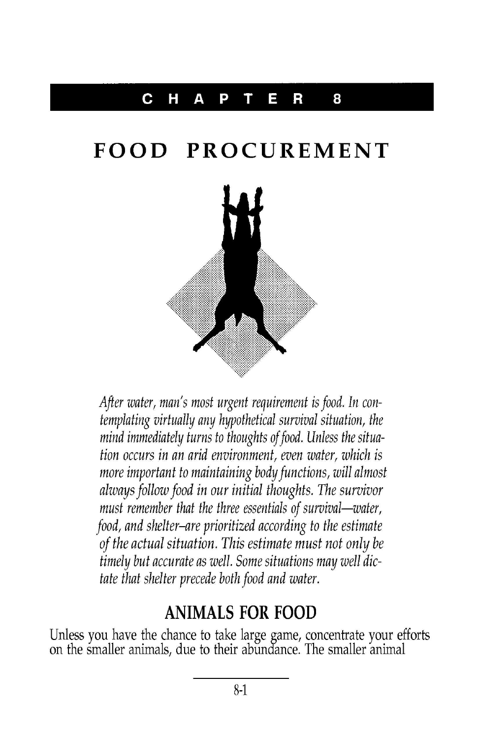# CHAPTER 8

# FOOD PROCUREMENT

*After water, man's most urgent requirement is food. In contemplating virtually any hypothetical survival situation, the mind immediately turns to thoughts of food. Unless the situation occurs in an arid environment, even water, which is more important to maintaining body functions, will almost always follow food in our initial thoughts. The survivor must remember that the three essentials of survival—water, food, and shelter–are prioritized according to the estimate of the actual situation. This estimate must not only be timely but accurate as well. Some situations may well dictate that shelter precede both food and water.*

## ANIMALS FOR FOOD

Unless you have the chance to take large game, concentrate your efforts on the smaller animals, due to their abundance. The smaller animal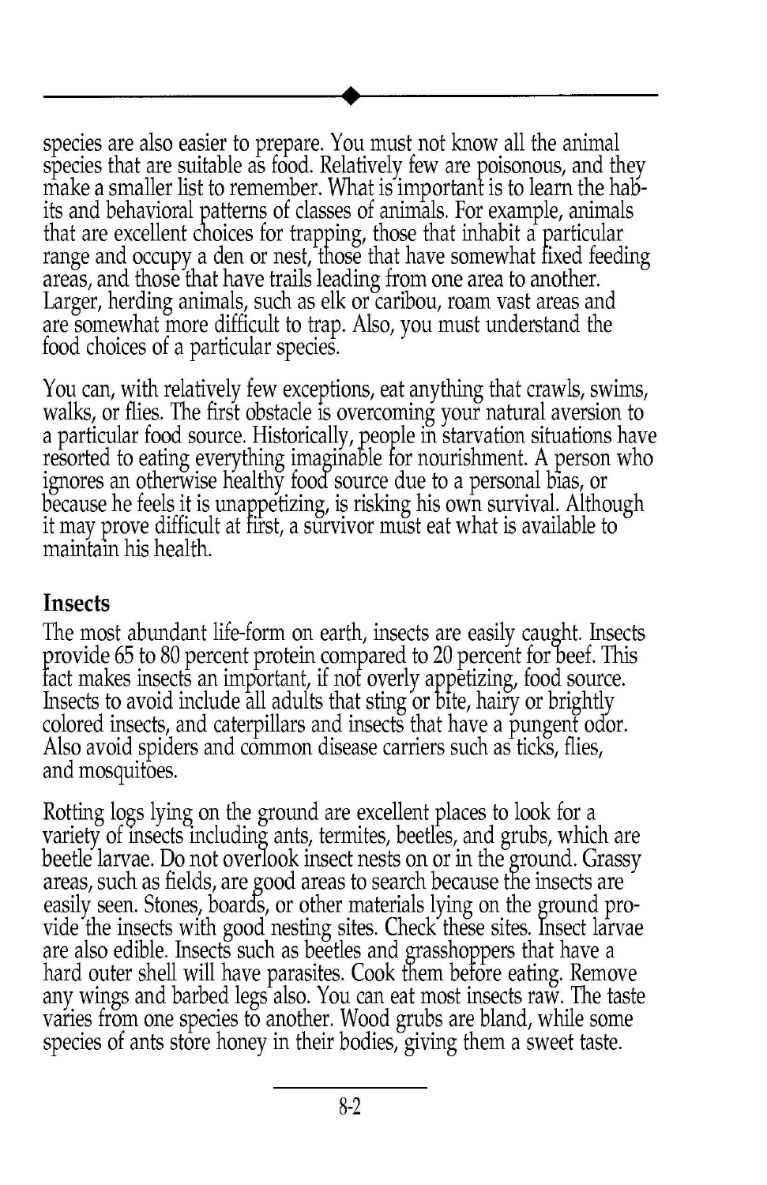species are also easier to prepare. You must not know all the animal species that are suitable as food. Relatively few are poisonous, and they make a smaller list to remember. What is important is to learn the habits and behavioral patterns of classes of animals. For example, animals that are excellent choices for trapping, those that inhabit a particular range and occupy a den or nest, those that have somewhat fixed feeding areas, and those that have trails leading from one area to another. Larger, herding animals, such as elk or caribou, roam vast areas and are somewhat more difficult to trap. Also, you must understand the food choices of a particular species.

You can, with relatively few exceptions, eat anything that crawls, swims, walks, or flies. The first obstacle is overcoming your natural aversion to a particular food source. Historically, people in starvation situations have resorted to eating everything imaginable for nourishment. A person who ignores an otherwise healthy food source due to a personal bias, or because he feels it is unappetizing, is risking his own survival. Although it may prove difficult at first, a survivor must eat what is available to maintain his health.

## Insects

The most abundant life-form on earth, insects are easily caught. Insects provide 65 to 80 percent protein compared to 20 percent for beef. This fact makes insects an important, if not overly appetizing, food source. Insects to avoid include all adults that sting or bite, hairy or brightly colored insects, and caterpillars and insects that have a pungent odor. Also avoid spiders and common disease carriers such as ticks, flies, and mosquitoes.

Rotting logs lying on the ground are excellent places to look for a variety of insects including ants, termites, beetles, and grubs, which are beetle larvae. Do not overlook insect nests on or in the ground. Grassy areas, such as fields, are good areas to search because the insects are easily seen. Stones, boards, or other materials lying on the ground provide the insects with good nesting sites. Check these sites. Insect larvae are also edible. Insects such as beetles and grasshoppers that have a hard outer shell will have parasites. Cook them before eating. Remove any wings and barbed legs also. You can eat most insects raw. The taste varies from one species to another. Wood grubs are bland, while some species of ants store honey in their bodies, giving them a sweet taste.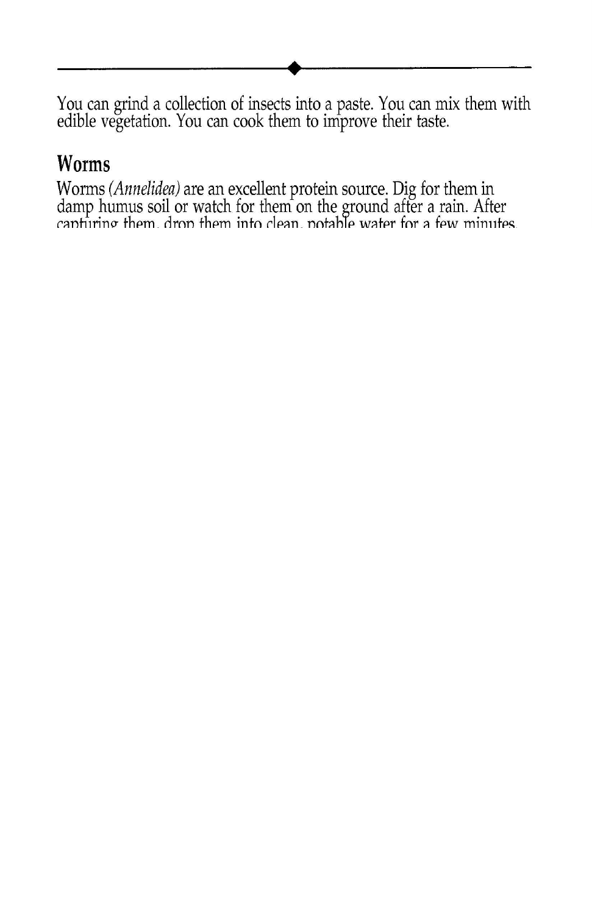You can grind a collection of insects into a paste. You can mix them with edible vegetation. You can cook them to improve their taste.

## Worms

Worms *(Annelidea)* are an excellent protein source. Dig for them in damp humus soil or watch for them on the ground after a rain. After capturing them, drop them into clean, potable water for a few minutes.